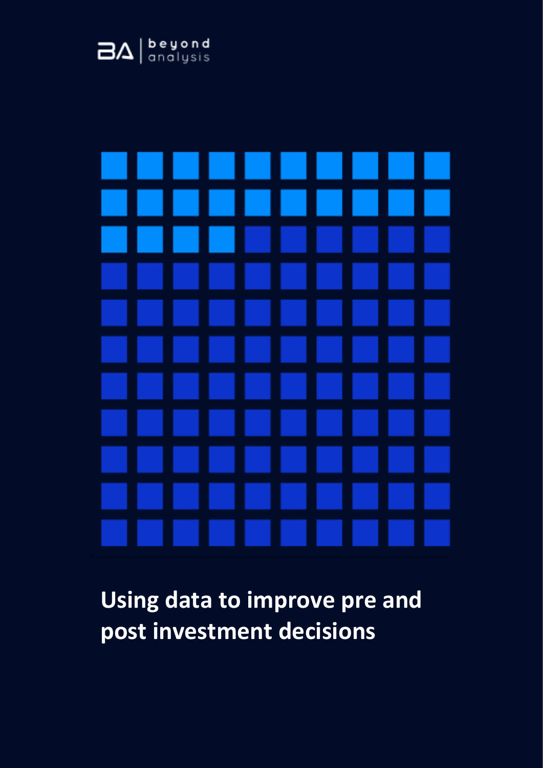beyond analysis

# Using data to improve pre and post investment decisions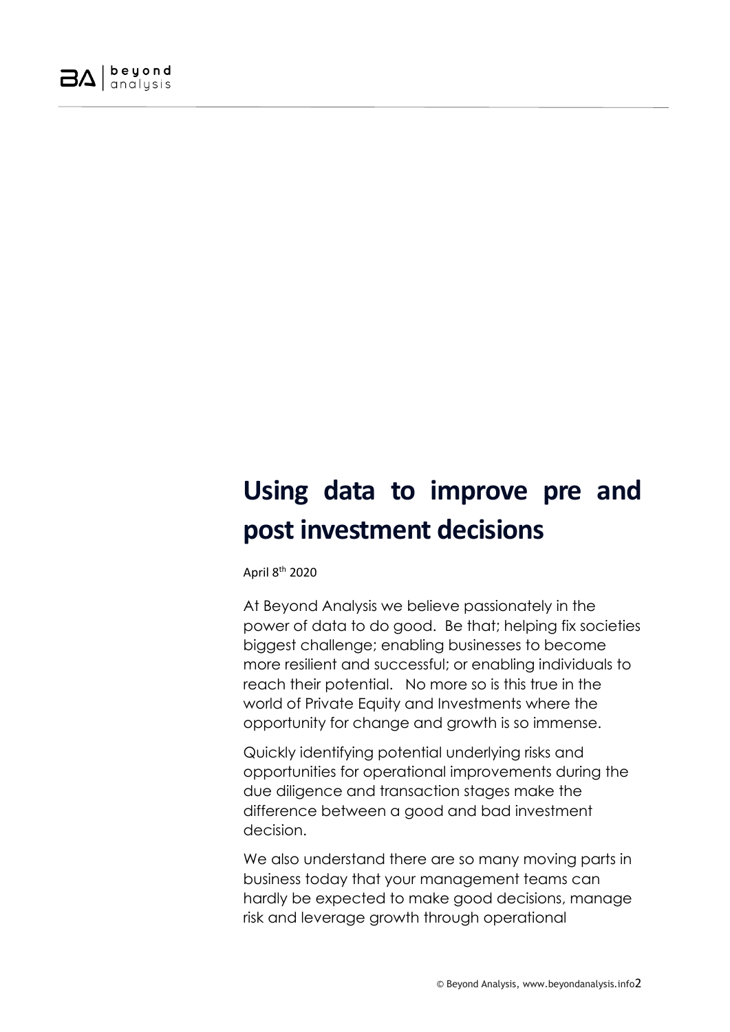# Using data to improve pre and post investment decisions

April 8th 2020

At Beyond Analysis we believe passionately in the power of data to do good. Be that; helping fix societies biggest challenge; enabling businesses to become more resilient and successful; or enabling individuals to reach their potential. No more so is this true in the world of Private Equity and Investments where the opportunity for change and growth is so immense.

Quickly identifying potential underlying risks and opportunities for operational improvements during the due diligence and transaction stages make the difference between a good and bad investment decision.

We also understand there are so many moving parts in business today that your management teams can hardly be expected to make good decisions, manage risk and leverage growth through operational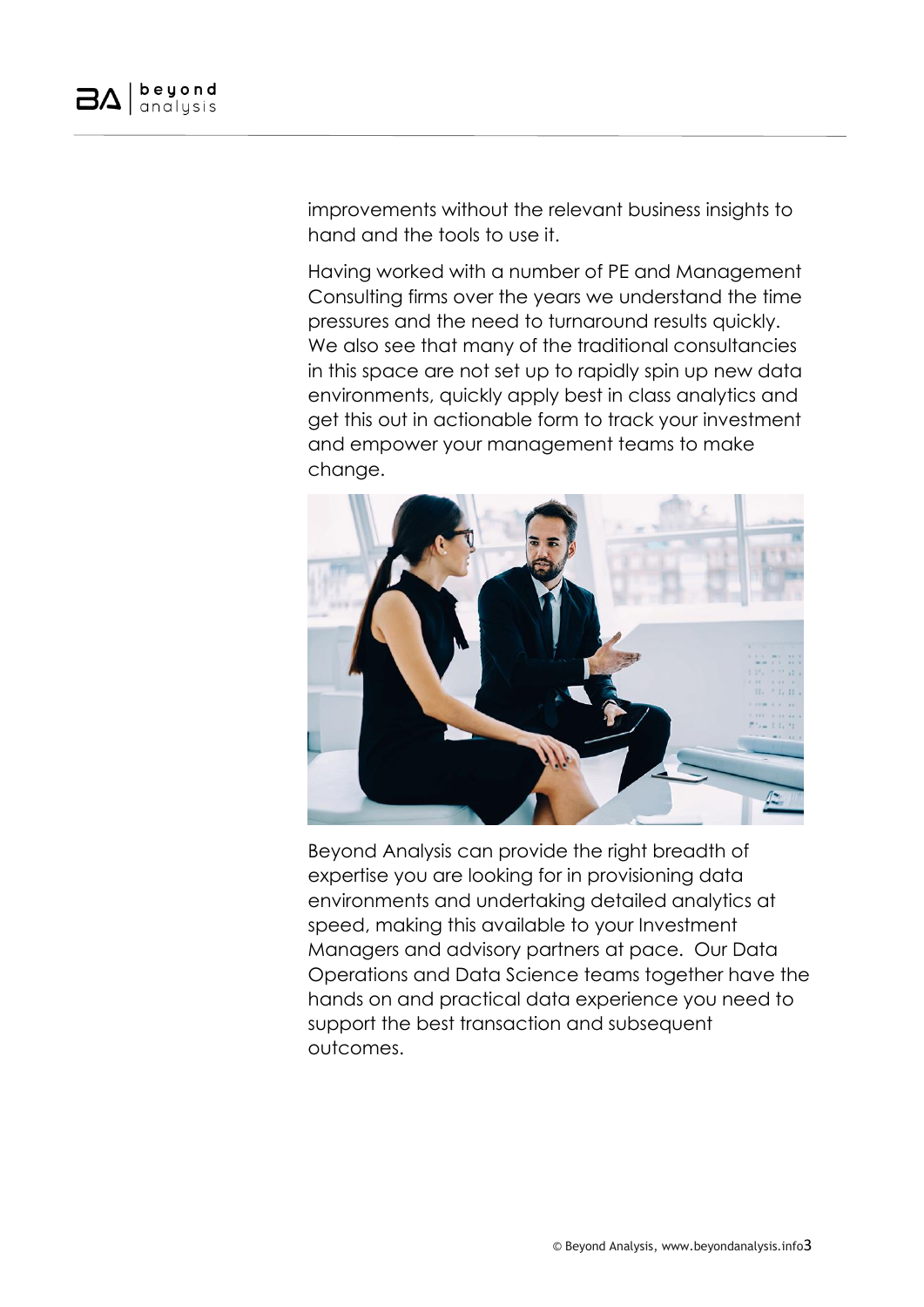improvements without the relevant business insights to hand and the tools to use it.

Having worked with a number of PE and Management Consulting firms over the years we understand the time pressures and the need to turnaround results quickly. We also see that many of the traditional consultancies in this space are not set up to rapidly spin up new data environments, quickly apply best in class analytics and get this out in actionable form to track your investment and empower your management teams to make change.

Beyond Analysis can provide the right breadth of expertise you are looking for in provisioning data environments and undertaking detailed analytics at speed, making this available to your Investment Managers and advisory partners at pace.  Our Data Operations and Data Science teams together have the hands on and practical data experience you need to support the best transaction and subsequent outcomes.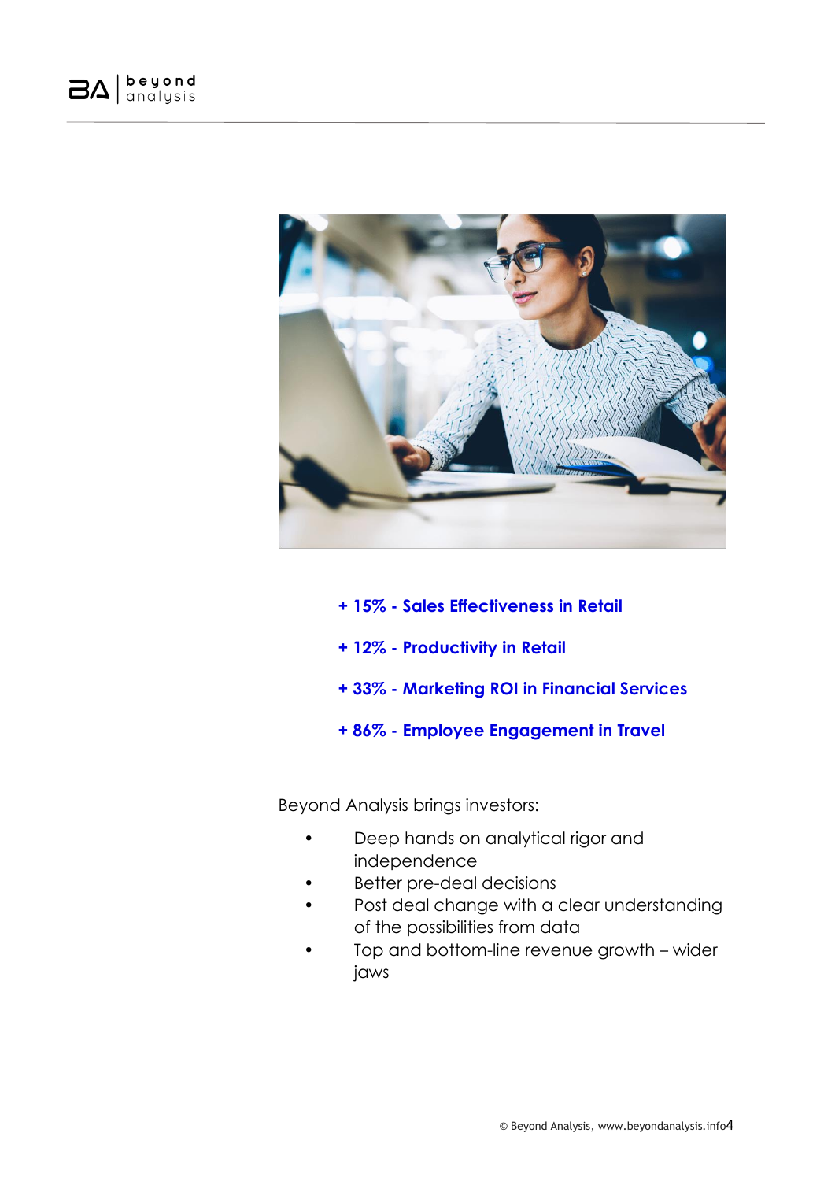**+ 15% - Sales Effectiveness in Retail**

**+ 12% - Productivity in Retail**

**+ 33% - Marketing ROI in Financial Services**

**+ 86% - Employee Engagement in Travel**

Beyond Analysis brings investors:

- Deep hands on analytical rigor and independence
- Better pre-deal decisions
- Post deal change with a clear understanding of the possibilities from data
- Top and bottom-line revenue growth – wider jaws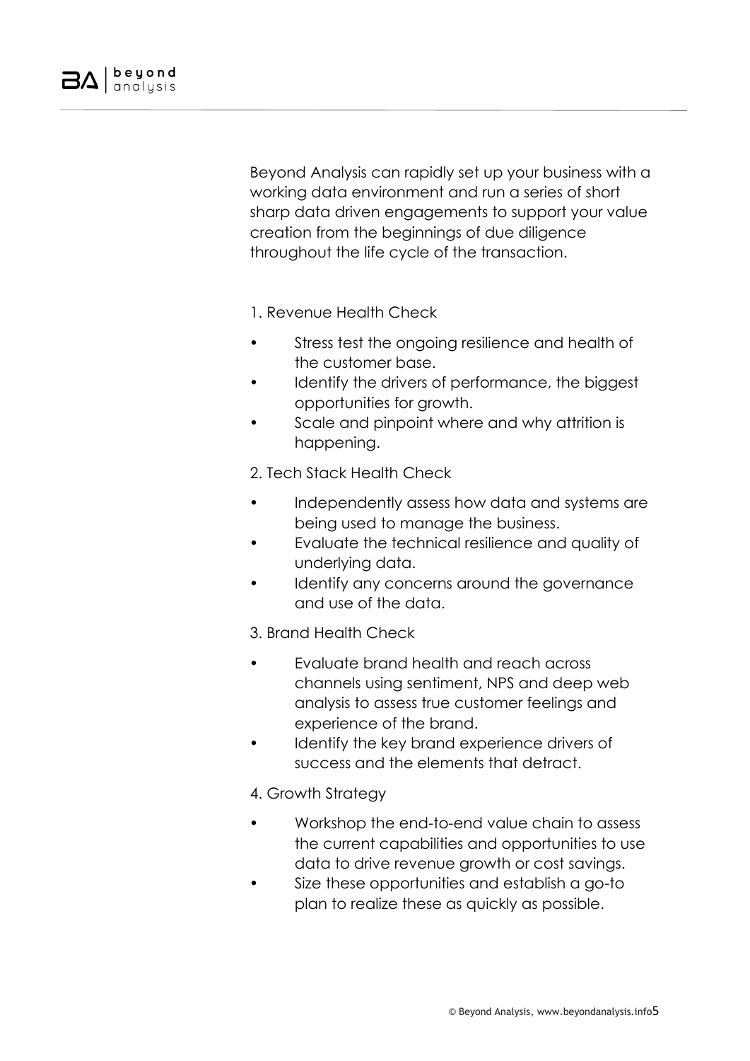Beyond Analysis can rapidly set up your business with a working data environment and run a series of short sharp data driven engagements to support your value creation from the beginnings of due diligence throughout the life cycle of the transaction.

1. Revenue Health Check

- Stress test the ongoing resilience and health of the customer base.
- Identify the drivers of performance, the biggest opportunities for growth.
- Scale and pinpoint where and why attrition is happening.

2. Tech Stack Health Check

- Independently assess how data and systems are being used to manage the business.
- Evaluate the technical resilience and quality of underlying data.
- Identify any concerns around the governance and use of the data.

3. Brand Health Check

- Evaluate brand health and reach across channels using sentiment, NPS and deep web analysis to assess true customer feelings and experience of the brand.
- Identify the key brand experience drivers of success and the elements that detract.

4. Growth Strategy

- Workshop the end-to-end value chain to assess the current capabilities and opportunities to use data to drive revenue growth or cost savings.
- Size these opportunities and establish a go-to plan to realize these as quickly as possible.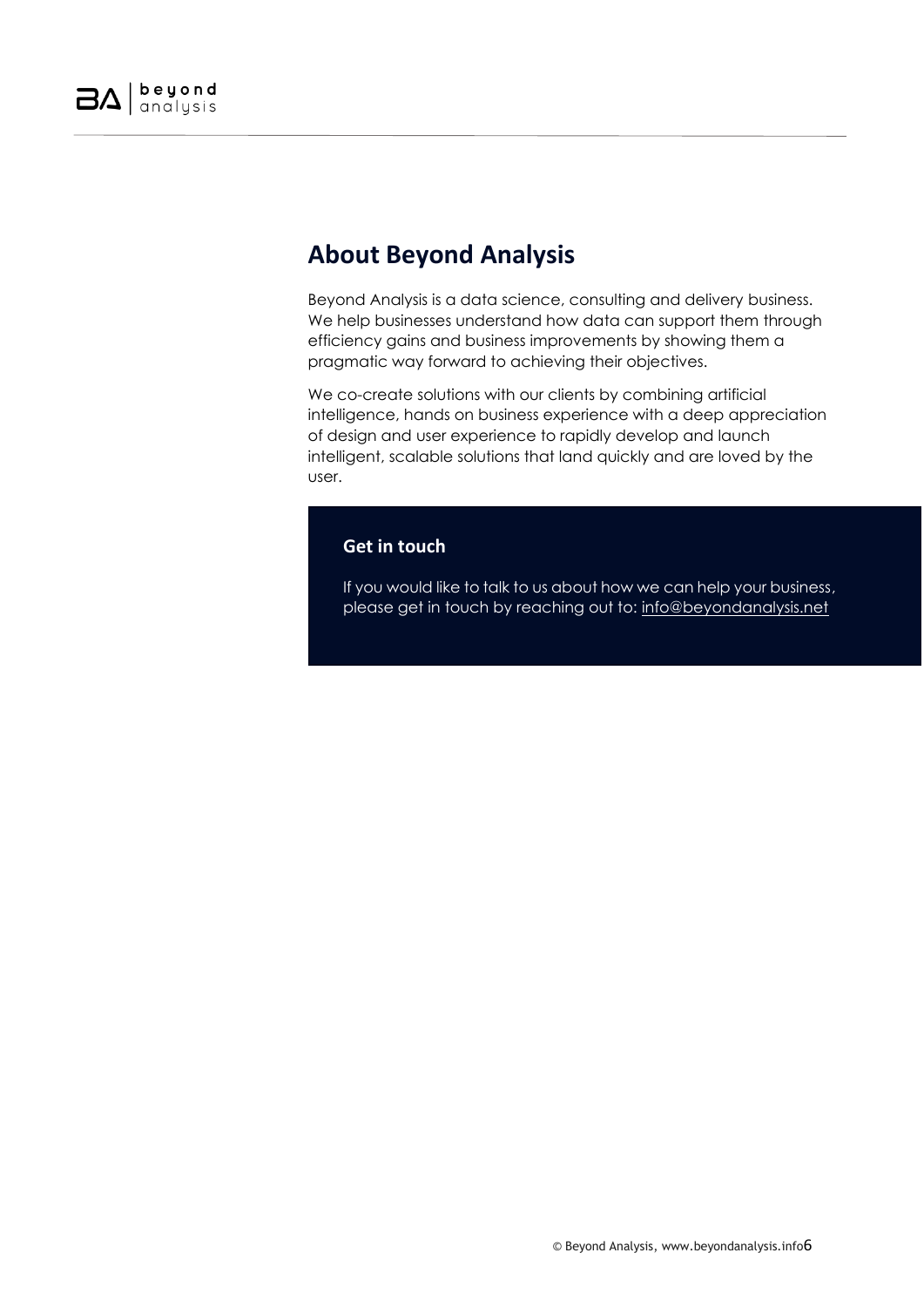## About Beyond Analysis

Beyond Analysis is a data science, consulting and delivery business. We help businesses understand how data can support them through efficiency gains and business improvements by showing them a pragmatic way forward to achieving their objectives.

We co-create solutions with our clients by combining artificial intelligence, hands on business experience with a deep appreciation of design and user experience to rapidly develop and launch intelligent, scalable solutions that land quickly and are loved by the user.

### Get in touch

If you would like to talk to us about how we can help your business, please get in touch by reaching out to: info@beyondanalysis.net